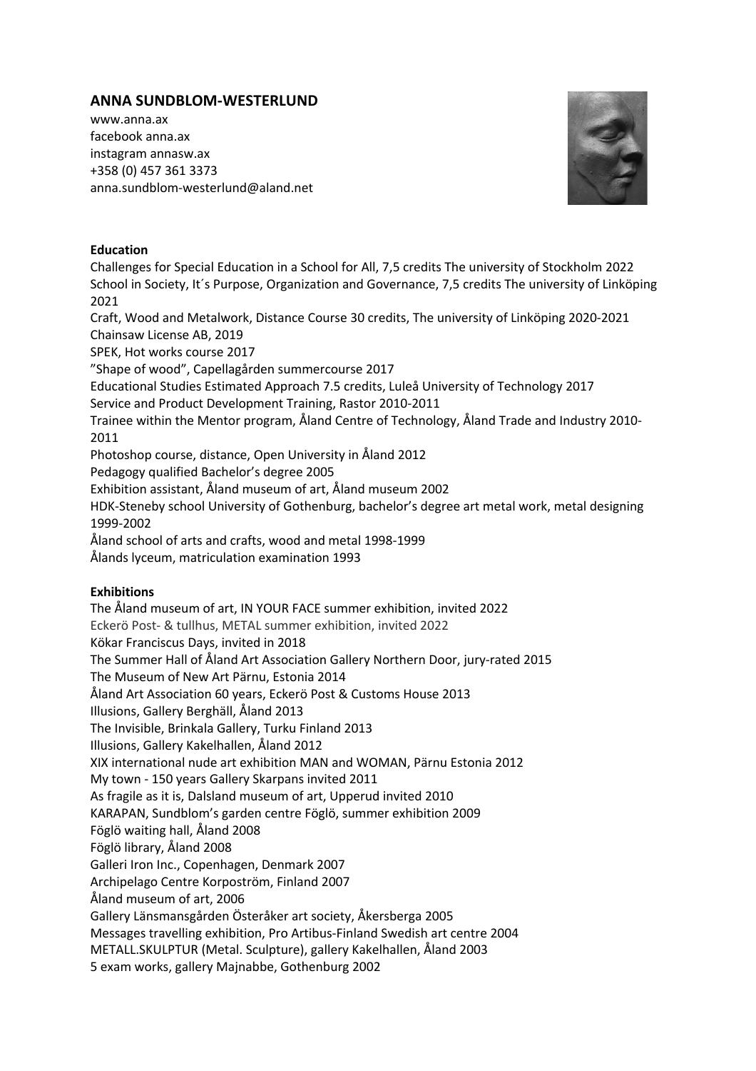## ANNA SUNDBLOM-WESTERLUND

www.anna.ax
facebook anna.ax
instagram annasw.ax
+358 (0) 457 361 3373
anna.sundblom-westerlund@aland.net

**Education**

Challenges for Special Education in a School for All, 7,5 credits The university of Stockholm 2022
School in Society, It´s Purpose, Organization and Governance, 7,5 credits The university of Linköping 2021
Craft, Wood and Metalwork, Distance Course 30 credits, The university of Linköping 2020-2021
Chainsaw License AB, 2019
SPEK, Hot works course 2017
"Shape of wood", Capellagården summercourse 2017
Educational Studies Estimated Approach 7.5 credits, Luleå University of Technology 2017
Service and Product Development Training, Rastor 2010-2011
Trainee within the Mentor program, Åland Centre of Technology, Åland Trade and Industry 2010-2011
Photoshop course, distance, Open University in Åland 2012
Pedagogy qualified Bachelor's degree 2005
Exhibition assistant, Åland museum of art, Åland museum 2002
HDK-Steneby school University of Gothenburg, bachelor's degree art metal work, metal designing 1999-2002
Åland school of arts and crafts, wood and metal 1998-1999
Ålands lyceum, matriculation examination 1993

**Exhibitions**

The Åland museum of art, IN YOUR FACE summer exhibition, invited 2022
Eckerö Post- & tullhus, METAL summer exhibition, invited 2022
Kökar Franciscus Days, invited in 2018
The Summer Hall of Åland Art Association Gallery Northern Door, jury-rated 2015
The Museum of New Art Pärnu, Estonia 2014
Åland Art Association 60 years, Eckerö Post & Customs House 2013
Illusions, Gallery Berghäll, Åland 2013
The Invisible, Brinkala Gallery, Turku Finland 2013
Illusions, Gallery Kakelhallen, Åland 2012
XIX international nude art exhibition MAN and WOMAN, Pärnu Estonia 2012
My town - 150 years Gallery Skarpans invited 2011
As fragile as it is, Dalsland museum of art, Upperud invited 2010
KARAPAN, Sundblom's garden centre Föglö, summer exhibition 2009
Föglö waiting hall, Åland 2008
Föglö library, Åland 2008
Galleri Iron Inc., Copenhagen, Denmark 2007
Archipelago Centre Korpoström, Finland 2007
Åland museum of art, 2006
Gallery Länsmansgården Österåker art society, Åkersberga 2005
Messages travelling exhibition, Pro Artibus-Finland Swedish art centre 2004
METALL.SKULPTUR (Metal. Sculpture), gallery Kakelhallen, Åland 2003
5 exam works, gallery Majnabbe, Gothenburg 2002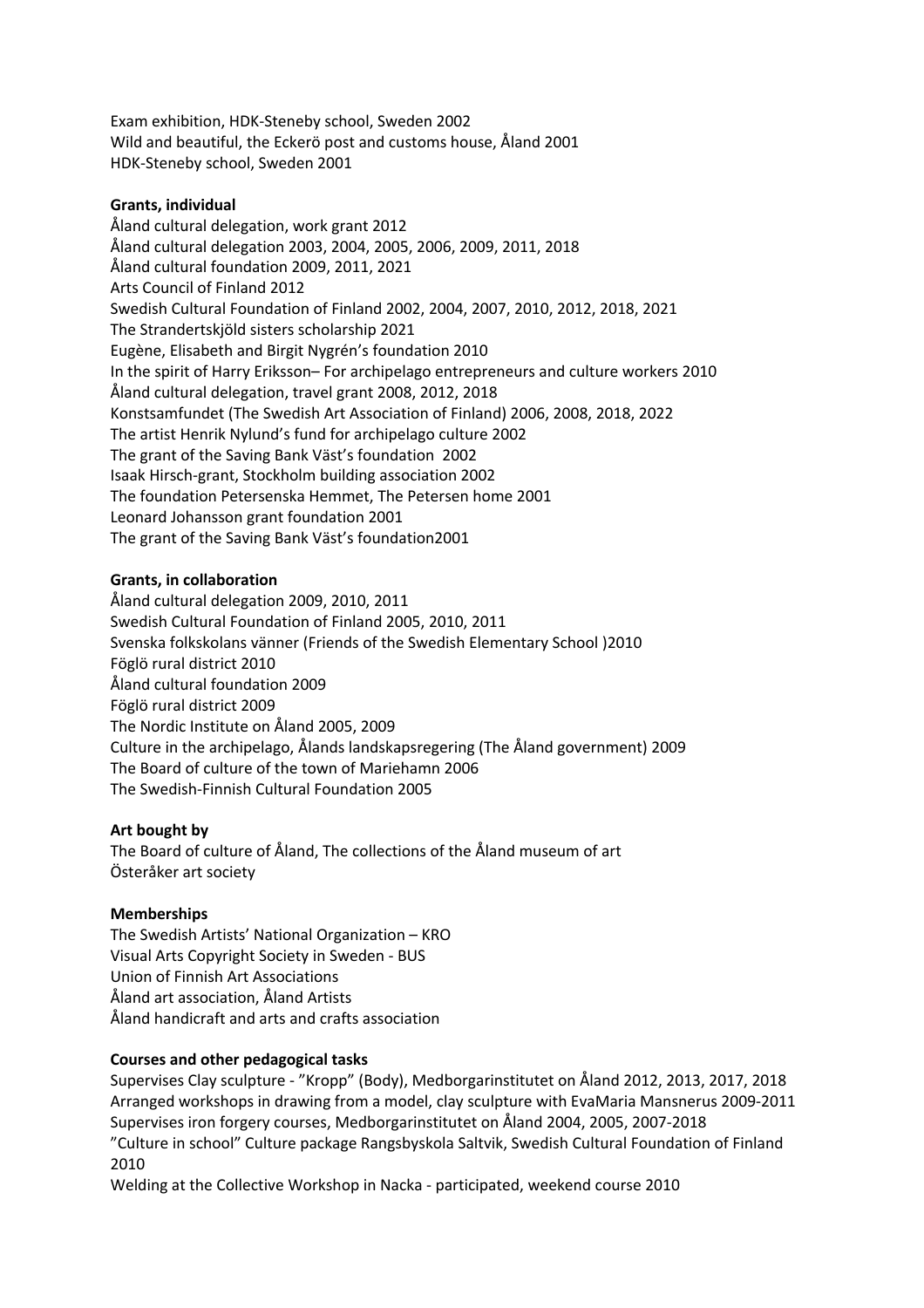Exam exhibition, HDK-Steneby school, Sweden 2002
Wild and beautiful, the Eckerö post and customs house, Åland 2001
HDK-Steneby school, Sweden 2001

**Grants, individual**

Åland cultural delegation, work grant 2012
Åland cultural delegation 2003, 2004, 2005, 2006, 2009, 2011, 2018
Åland cultural foundation 2009, 2011, 2021
Arts Council of Finland 2012
Swedish Cultural Foundation of Finland 2002, 2004, 2007, 2010, 2012, 2018, 2021
The Strandertskjöld sisters scholarship 2021
Eugène, Elisabeth and Birgit Nygrén's foundation 2010
In the spirit of Harry Eriksson– For archipelago entrepreneurs and culture workers 2010
Åland cultural delegation, travel grant 2008, 2012, 2018
Konstsamfundet (The Swedish Art Association of Finland) 2006, 2008, 2018, 2022
The artist Henrik Nylund's fund for archipelago culture 2002
The grant of the Saving Bank Väst's foundation 2002
Isaak Hirsch-grant, Stockholm building association 2002
The foundation Petersenska Hemmet, The Petersen home 2001
Leonard Johansson grant foundation 2001
The grant of the Saving Bank Väst's foundation2001

**Grants, in collaboration**

Åland cultural delegation 2009, 2010, 2011
Swedish Cultural Foundation of Finland 2005, 2010, 2011
Svenska folkskolans vänner (Friends of the Swedish Elementary School )2010
Föglö rural district 2010
Åland cultural foundation 2009
Föglö rural district 2009
The Nordic Institute on Åland 2005, 2009
Culture in the archipelago, Ålands landskapsregering (The Åland government) 2009
The Board of culture of the town of Mariehamn 2006
The Swedish-Finnish Cultural Foundation 2005

**Art bought by**

The Board of culture of Åland, The collections of the Åland museum of art
Österåker art society

**Memberships**

The Swedish Artists' National Organization – KRO
Visual Arts Copyright Society in Sweden - BUS
Union of Finnish Art Associations
Åland art association, Åland Artists
Åland handicraft and arts and crafts association

**Courses and other pedagogical tasks**

Supervises Clay sculpture - "Kropp" (Body), Medborgarinstitutet on Åland 2012, 2013, 2017, 2018
Arranged workshops in drawing from a model, clay sculpture with EvaMaria Mansnerus 2009-2011
Supervises iron forgery courses, Medborgarinstitutet on Åland 2004, 2005, 2007-2018
"Culture in school" Culture package Rangsbyskola Saltvik, Swedish Cultural Foundation of Finland 2010
Welding at the Collective Workshop in Nacka - participated, weekend course 2010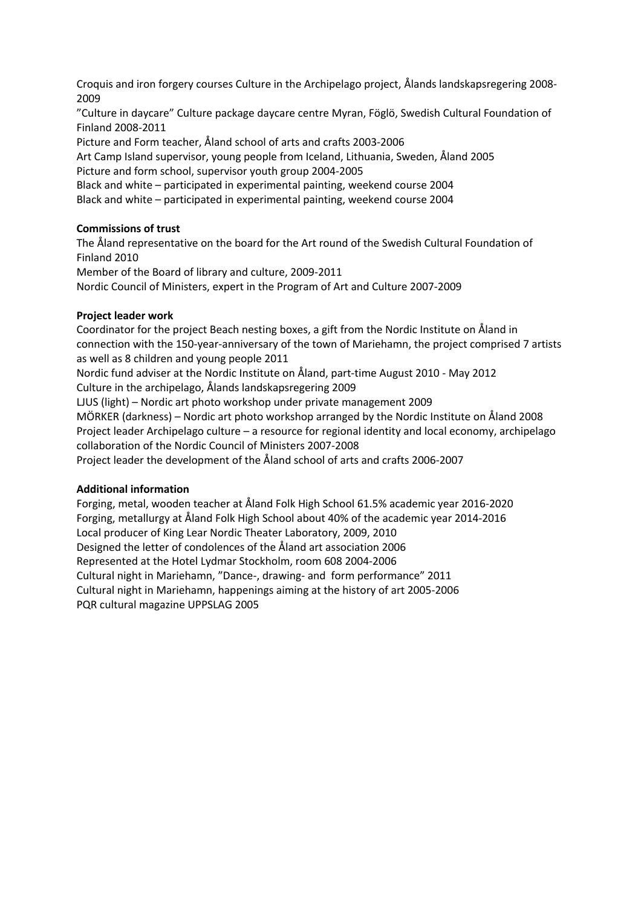Croquis and iron forgery courses Culture in the Archipelago project, Ålands landskapsregering 2008-2009
”Culture in daycare” Culture package daycare centre Myran, Föglö, Swedish Cultural Foundation of Finland 2008-2011
Picture and Form teacher, Åland school of arts and crafts 2003-2006
Art Camp Island supervisor, young people from Iceland, Lithuania, Sweden, Åland 2005
Picture and form school, supervisor youth group 2004-2005
Black and white – participated in experimental painting, weekend course 2004
Black and white – participated in experimental painting, weekend course 2004

**Commissions of trust**

The Åland representative on the board for the Art round of the Swedish Cultural Foundation of Finland 2010
Member of the Board of library and culture, 2009-2011
Nordic Council of Ministers, expert in the Program of Art and Culture 2007-2009

**Project leader work**

Coordinator for the project Beach nesting boxes, a gift from the Nordic Institute on Åland in connection with the 150-year-anniversary of the town of Mariehamn, the project comprised 7 artists as well as 8 children and young people 2011
Nordic fund adviser at the Nordic Institute on Åland, part-time August 2010 - May 2012
Culture in the archipelago, Ålands landskapsregering 2009
LJUS (light) – Nordic art photo workshop under private management 2009
MÖRKER (darkness) – Nordic art photo workshop arranged by the Nordic Institute on Åland 2008
Project leader Archipelago culture – a resource for regional identity and local economy, archipelago collaboration of the Nordic Council of Ministers 2007-2008
Project leader the development of the Åland school of arts and crafts 2006-2007

**Additional information**

Forging, metal, wooden teacher at Åland Folk High School 61.5% academic year 2016-2020
Forging, metallurgy at Åland Folk High School about 40% of the academic year 2014-2016
Local producer of King Lear Nordic Theater Laboratory, 2009, 2010
Designed the letter of condolences of the Åland art association 2006
Represented at the Hotel Lydmar Stockholm, room 608 2004-2006
Cultural night in Mariehamn, ”Dance-, drawing- and form performance” 2011
Cultural night in Mariehamn, happenings aiming at the history of art 2005-2006
PQR cultural magazine UPPSLAG 2005